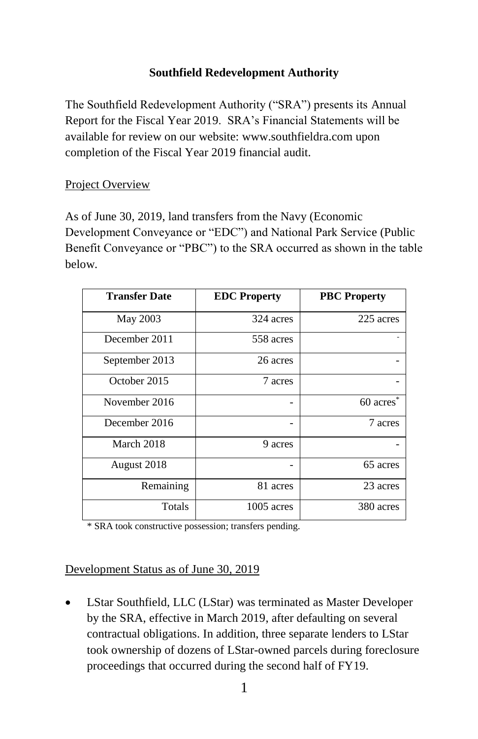# Southfield Redevelopment Authority

The Southfield Redevelopment Authority ("SRA") presents its Annual Report for the Fiscal Year 2019. SRA's Financial Statements will be available for review on our website: www.southfieldra.com upon completion of the Fiscal Year 2019 financial audit.

## Project Overview

As of June 30, 2019, land transfers from the Navy (Economic Development Conveyance or "EDC") and National Park Service (Public Benefit Conveyance or "PBC") to the SRA occurred as shown in the table below.

| Transfer Date | EDC Property | PBC Property |
|---|---|---|
| May 2003 | 324 acres | 225 acres |
| December 2011 | 558 acres | - |
| September 2013 | 26 acres | - |
| October 2015 | 7 acres | - |
| November 2016 | - | 60 acres* |
| December 2016 | - | 7 acres |
| March 2018 | 9 acres | - |
| August 2018 | - | 65 acres |
| Remaining | 81 acres | 23 acres |
| Totals | 1005 acres | 380 acres |

\* SRA took constructive possession; transfers pending.

## Development Status as of June 30, 2019

- LStar Southfield, LLC (LStar) was terminated as Master Developer by the SRA, effective in March 2019, after defaulting on several contractual obligations. In addition, three separate lenders to LStar took ownership of dozens of LStar-owned parcels during foreclosure proceedings that occurred during the second half of FY19.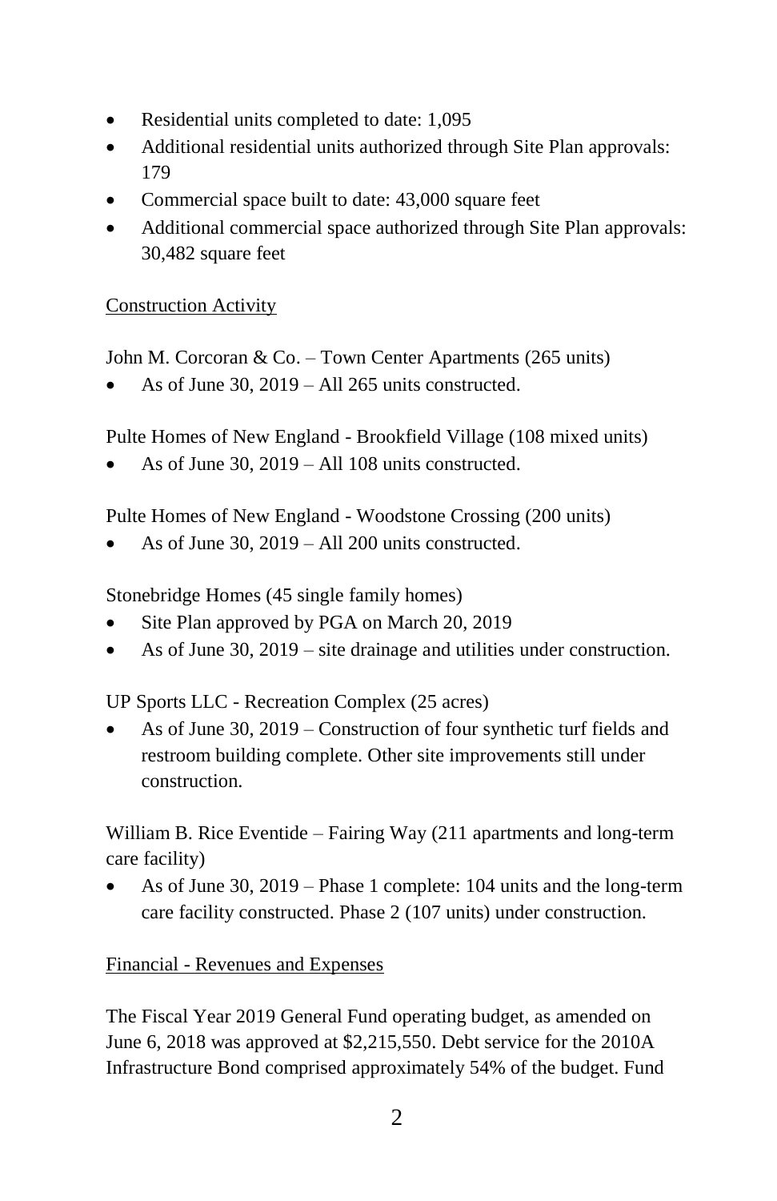- Residential units completed to date: 1,095
- Additional residential units authorized through Site Plan approvals: 179
- Commercial space built to date: 43,000 square feet
- Additional commercial space authorized through Site Plan approvals: 30,482 square feet

<u>Construction Activity</u>

John M. Corcoran & Co. – Town Center Apartments (265 units)

- As of June 30, 2019 – All 265 units constructed.

Pulte Homes of New England - Brookfield Village (108 mixed units)

- As of June 30, 2019 – All 108 units constructed.

Pulte Homes of New England - Woodstone Crossing (200 units)

- As of June 30, 2019 – All 200 units constructed.

Stonebridge Homes (45 single family homes)

- Site Plan approved by PGA on March 20, 2019
- As of June 30, 2019 – site drainage and utilities under construction.

UP Sports LLC - Recreation Complex (25 acres)

- As of June 30, 2019 – Construction of four synthetic turf fields and restroom building complete. Other site improvements still under construction.

William B. Rice Eventide – Fairing Way (211 apartments and long-term care facility)

- As of June 30, 2019 – Phase 1 complete: 104 units and the long-term care facility constructed. Phase 2 (107 units) under construction.

<u>Financial - Revenues and Expenses</u>

The Fiscal Year 2019 General Fund operating budget, as amended on June 6, 2018 was approved at $2,215,550. Debt service for the 2010A Infrastructure Bond comprised approximately 54% of the budget. Fund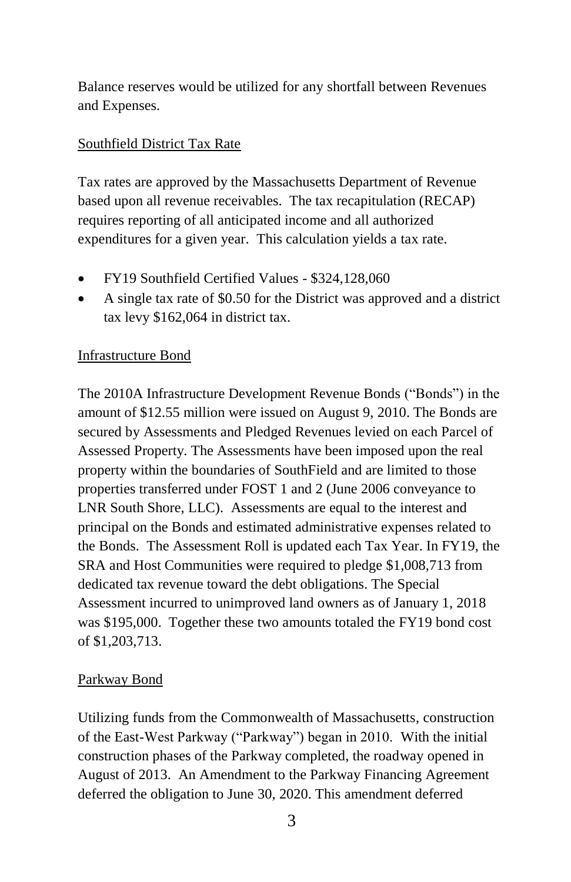Balance reserves would be utilized for any shortfall between Revenues and Expenses.

## Southfield District Tax Rate

Tax rates are approved by the Massachusetts Department of Revenue based upon all revenue receivables. The tax recapitulation (RECAP) requires reporting of all anticipated income and all authorized expenditures for a given year. This calculation yields a tax rate.

- FY19 Southfield Certified Values - $324,128,060
- A single tax rate of $0.50 for the District was approved and a district tax levy $162,064 in district tax.

## Infrastructure Bond

The 2010A Infrastructure Development Revenue Bonds ("Bonds") in the amount of $12.55 million were issued on August 9, 2010. The Bonds are secured by Assessments and Pledged Revenues levied on each Parcel of Assessed Property. The Assessments have been imposed upon the real property within the boundaries of SouthField and are limited to those properties transferred under FOST 1 and 2 (June 2006 conveyance to LNR South Shore, LLC). Assessments are equal to the interest and principal on the Bonds and estimated administrative expenses related to the Bonds. The Assessment Roll is updated each Tax Year. In FY19, the SRA and Host Communities were required to pledge $1,008,713 from dedicated tax revenue toward the debt obligations. The Special Assessment incurred to unimproved land owners as of January 1, 2018 was $195,000. Together these two amounts totaled the FY19 bond cost of $1,203,713.

## Parkway Bond

Utilizing funds from the Commonwealth of Massachusetts, construction of the East-West Parkway ("Parkway") began in 2010. With the initial construction phases of the Parkway completed, the roadway opened in August of 2013. An Amendment to the Parkway Financing Agreement deferred the obligation to June 30, 2020. This amendment deferred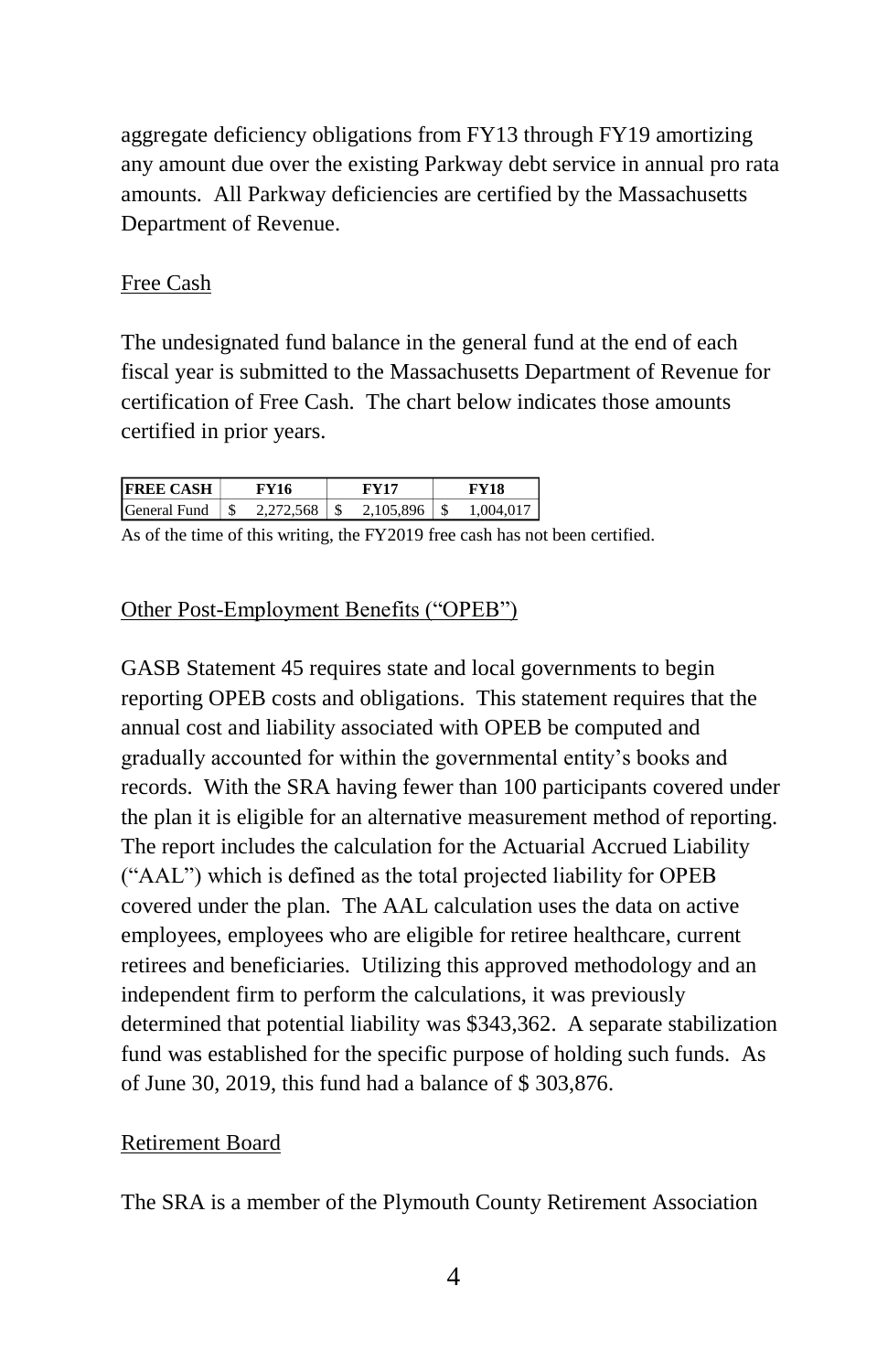aggregate deficiency obligations from FY13 through FY19 amortizing any amount due over the existing Parkway debt service in annual pro rata amounts. All Parkway deficiencies are certified by the Massachusetts Department of Revenue.

## Free Cash

The undesignated fund balance in the general fund at the end of each fiscal year is submitted to the Massachusetts Department of Revenue for certification of Free Cash. The chart below indicates those amounts certified in prior years.

| **FREE CASH** | **FY16** | **FY17** | **FY18** |
|---|---|---|---|
| General Fund | $ 2,272,568 | $ 2,105,896 | $ 1,004,017 |

As of the time of this writing, the FY2019 free cash has not been certified.

## Other Post-Employment Benefits ("OPEB")

GASB Statement 45 requires state and local governments to begin reporting OPEB costs and obligations. This statement requires that the annual cost and liability associated with OPEB be computed and gradually accounted for within the governmental entity's books and records. With the SRA having fewer than 100 participants covered under the plan it is eligible for an alternative measurement method of reporting. The report includes the calculation for the Actuarial Accrued Liability ("AAL") which is defined as the total projected liability for OPEB covered under the plan. The AAL calculation uses the data on active employees, employees who are eligible for retiree healthcare, current retirees and beneficiaries. Utilizing this approved methodology and an independent firm to perform the calculations, it was previously determined that potential liability was $343,362. A separate stabilization fund was established for the specific purpose of holding such funds. As of June 30, 2019, this fund had a balance of $ 303,876.

## Retirement Board

The SRA is a member of the Plymouth County Retirement Association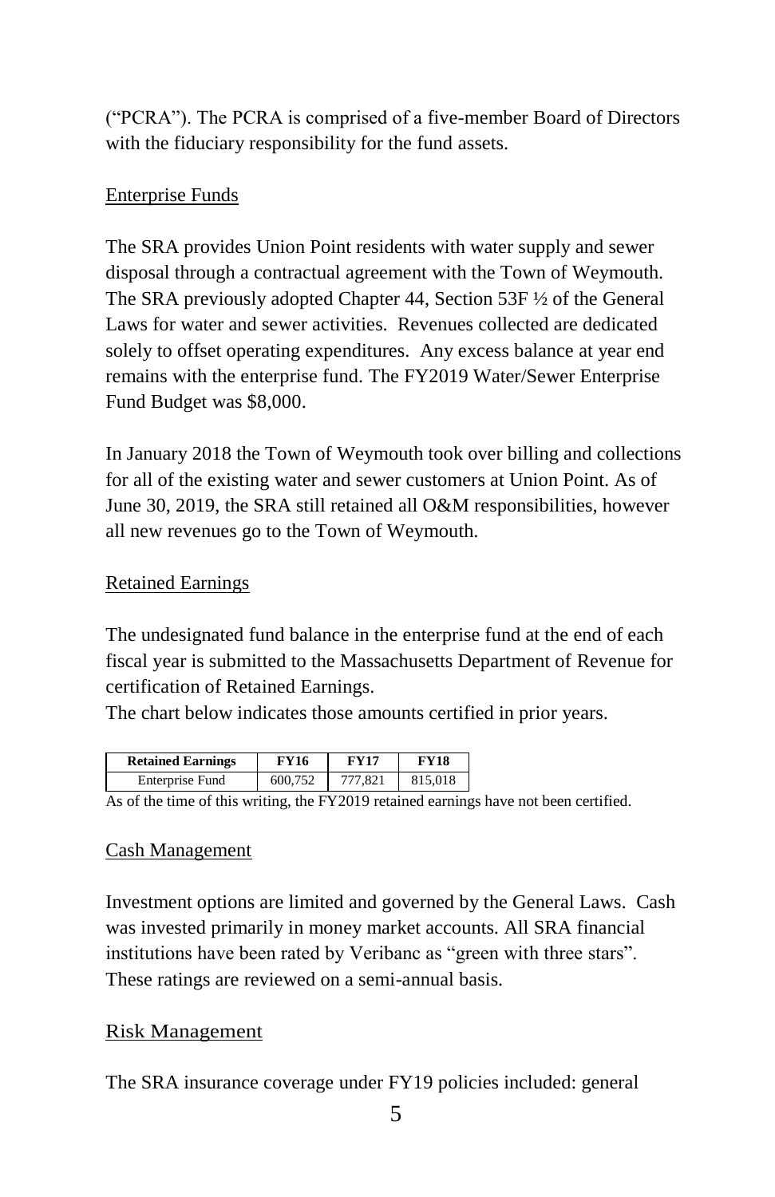("PCRA"). The PCRA is comprised of a five-member Board of Directors with the fiduciary responsibility for the fund assets.

## Enterprise Funds

The SRA provides Union Point residents with water supply and sewer disposal through a contractual agreement with the Town of Weymouth. The SRA previously adopted Chapter 44, Section 53F ½ of the General Laws for water and sewer activities. Revenues collected are dedicated solely to offset operating expenditures. Any excess balance at year end remains with the enterprise fund. The FY2019 Water/Sewer Enterprise Fund Budget was $8,000.

In January 2018 the Town of Weymouth took over billing and collections for all of the existing water and sewer customers at Union Point. As of June 30, 2019, the SRA still retained all O&M responsibilities, however all new revenues go to the Town of Weymouth.

## Retained Earnings

The undesignated fund balance in the enterprise fund at the end of each fiscal year is submitted to the Massachusetts Department of Revenue for certification of Retained Earnings.
The chart below indicates those amounts certified in prior years.

| Retained Earnings | FY16 | FY17 | FY18 |
|---|---|---|---|
| Enterprise Fund | 600,752 | 777,821 | 815,018 |

As of the time of this writing, the FY2019 retained earnings have not been certified.

## Cash Management

Investment options are limited and governed by the General Laws. Cash was invested primarily in money market accounts. All SRA financial institutions have been rated by Veribanc as "green with three stars". These ratings are reviewed on a semi-annual basis.

## Risk Management

The SRA insurance coverage under FY19 policies included: general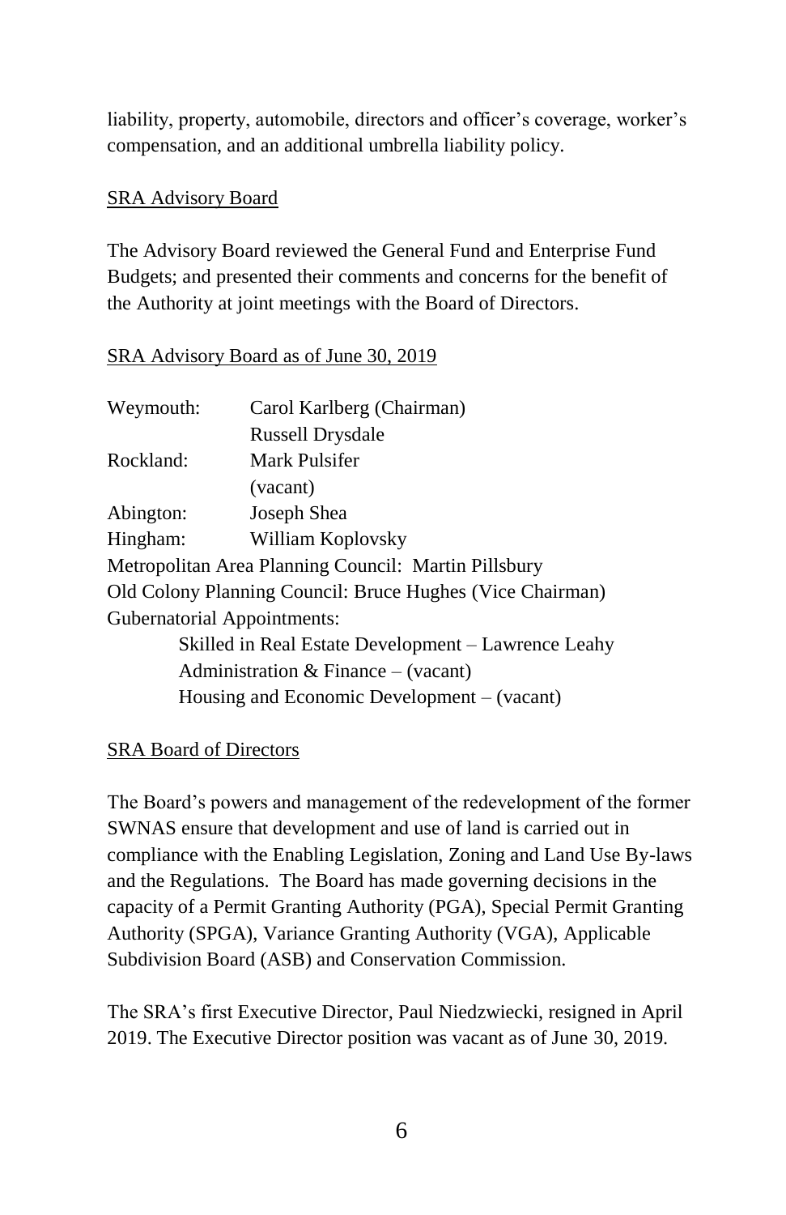liability, property, automobile, directors and officer's coverage, worker's compensation, and an additional umbrella liability policy.

## SRA Advisory Board

The Advisory Board reviewed the General Fund and Enterprise Fund Budgets; and presented their comments and concerns for the benefit of the Authority at joint meetings with the Board of Directors.

### SRA Advisory Board as of June 30, 2019

| | |
|---|---|
| Weymouth: | Carol Karlberg (Chairman) |
| | Russell Drysdale |
| Rockland: | Mark Pulsifer |
| | (vacant) |
| Abington: | Joseph Shea |
| Hingham: | William Koplovsky |

Metropolitan Area Planning Council: Martin Pillsbury

Old Colony Planning Council: Bruce Hughes (Vice Chairman)

Gubernatorial Appointments:

- Skilled in Real Estate Development – Lawrence Leahy
- Administration & Finance – (vacant)
- Housing and Economic Development – (vacant)

## SRA Board of Directors

The Board's powers and management of the redevelopment of the former SWNAS ensure that development and use of land is carried out in compliance with the Enabling Legislation, Zoning and Land Use By-laws and the Regulations. The Board has made governing decisions in the capacity of a Permit Granting Authority (PGA), Special Permit Granting Authority (SPGA), Variance Granting Authority (VGA), Applicable Subdivision Board (ASB) and Conservation Commission.

The SRA's first Executive Director, Paul Niedzwiecki, resigned in April 2019. The Executive Director position was vacant as of June 30, 2019.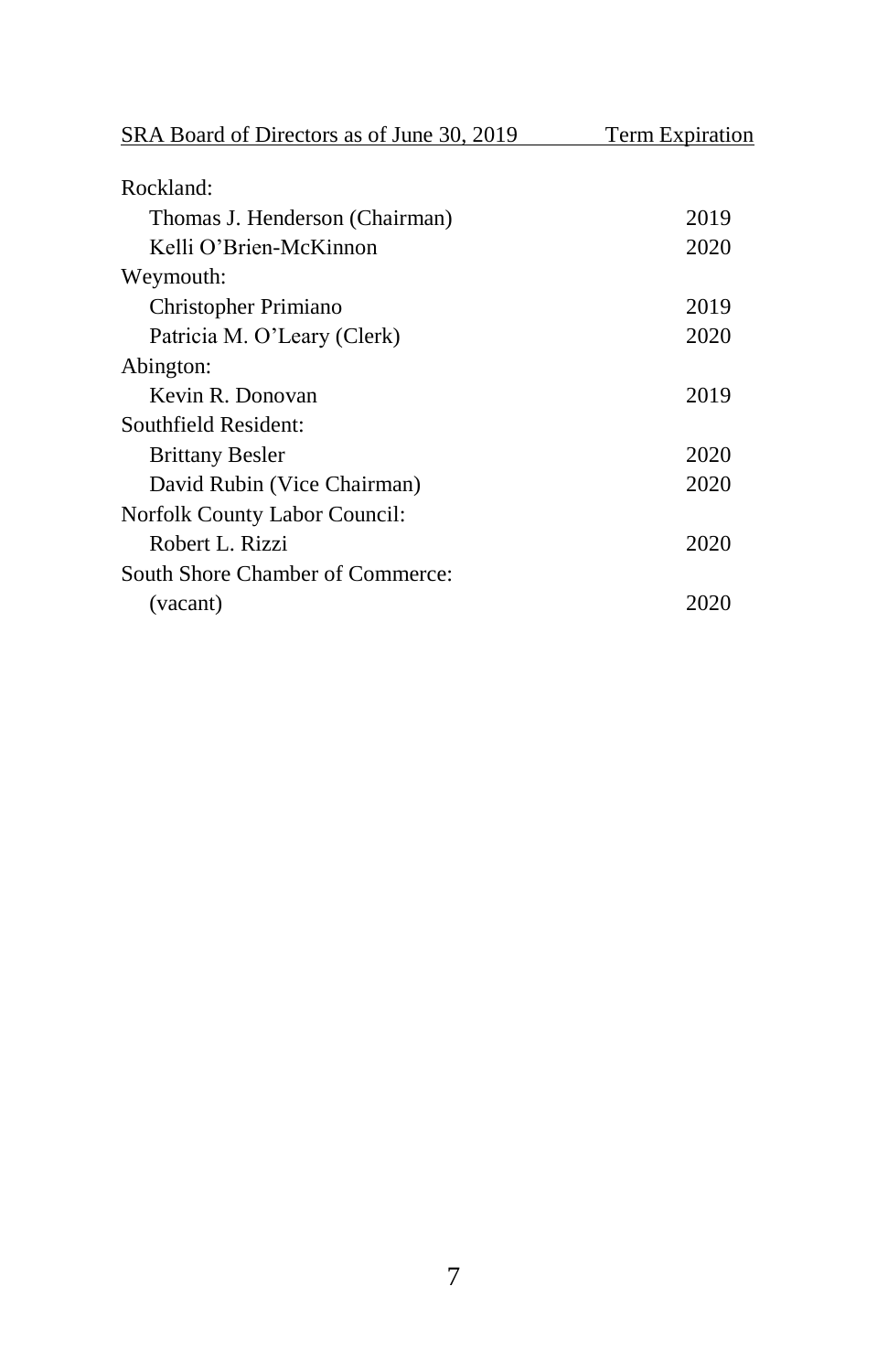| SRA Board of Directors as of June 30, 2019 | Term Expiration |
|---|---|
| Rockland: | |
| Thomas J. Henderson (Chairman) | 2019 |
| Kelli O'Brien-McKinnon | 2020 |
| Weymouth: | |
| Christopher Primiano | 2019 |
| Patricia M. O'Leary (Clerk) | 2020 |
| Abington: | |
| Kevin R. Donovan | 2019 |
| Southfield Resident: | |
| Brittany Besler | 2020 |
| David Rubin (Vice Chairman) | 2020 |
| Norfolk County Labor Council: | |
| Robert L. Rizzi | 2020 |
| South Shore Chamber of Commerce: | |
| (vacant) | 2020 |